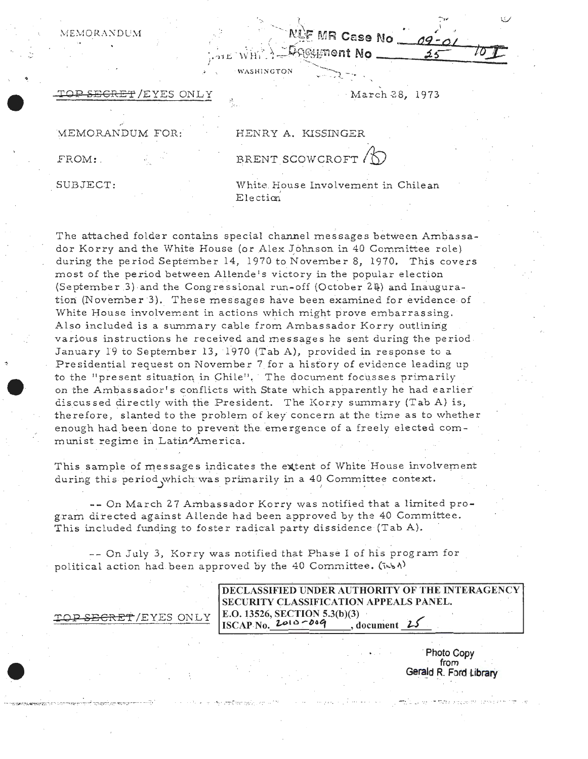MEMORANDUM

NLF MR Case No 09-01
Document No 25 10 I

THE WHITE HOUSE

WASHINGTON

~~TOP SECRET~~/EYES ONLY

March 28, 1973

MEMORANDUM FOR: HENRY A. KISSINGER

FROM: BRENT SCOWCROFT

SUBJECT: White House Involvement in Chilean Election

The attached folder contains special channel messages between Ambassador Korry and the White House (or Alex Johnson in 40 Committee role) during the period September 14, 1970 to November 8, 1970. This covers most of the period between Allende's victory in the popular election (September 3) and the Congressional run-off (October 24) and Inauguration (November 3). These messages have been examined for evidence of White House involvement in actions which might prove embarrassing. Also included is a summary cable from Ambassador Korry outlining various instructions he received and messages he sent during the period January 19 to September 13, 1970 (Tab A), provided in response to a Presidential request on November 7 for a history of evidence leading up to the "present situation in Chile". The document focusses primarily on the Ambassador's conflicts with State which apparently he had earlier discussed directly with the President. The Korry summary (Tab A) is, therefore, slanted to the problem of key concern at the time as to whether enough had been done to prevent the emergence of a freely elected communist regime in Latin America.

This sample of messages indicates the extent of White House involvement during this period, which was primarily in a 40 Committee context.

-- On March 27 Ambassador Korry was notified that a limited program directed against Allende had been approved by the 40 Committee. This included funding to foster radical party dissidence (Tab A).

-- On July 3, Korry was notified that Phase I of his program for political action had been approved by the 40 Committee. (Tab A)

~~TOP SECRET~~/EYES ONLY

DECLASSIFIED UNDER AUTHORITY OF THE INTERAGENCY SECURITY CLASSIFICATION APPEALS PANEL.
E.O. 13526, SECTION 5.3(b)(3)
ISCAP No. 2010-009, document 25

Photo Copy from Gerald R. Ford Library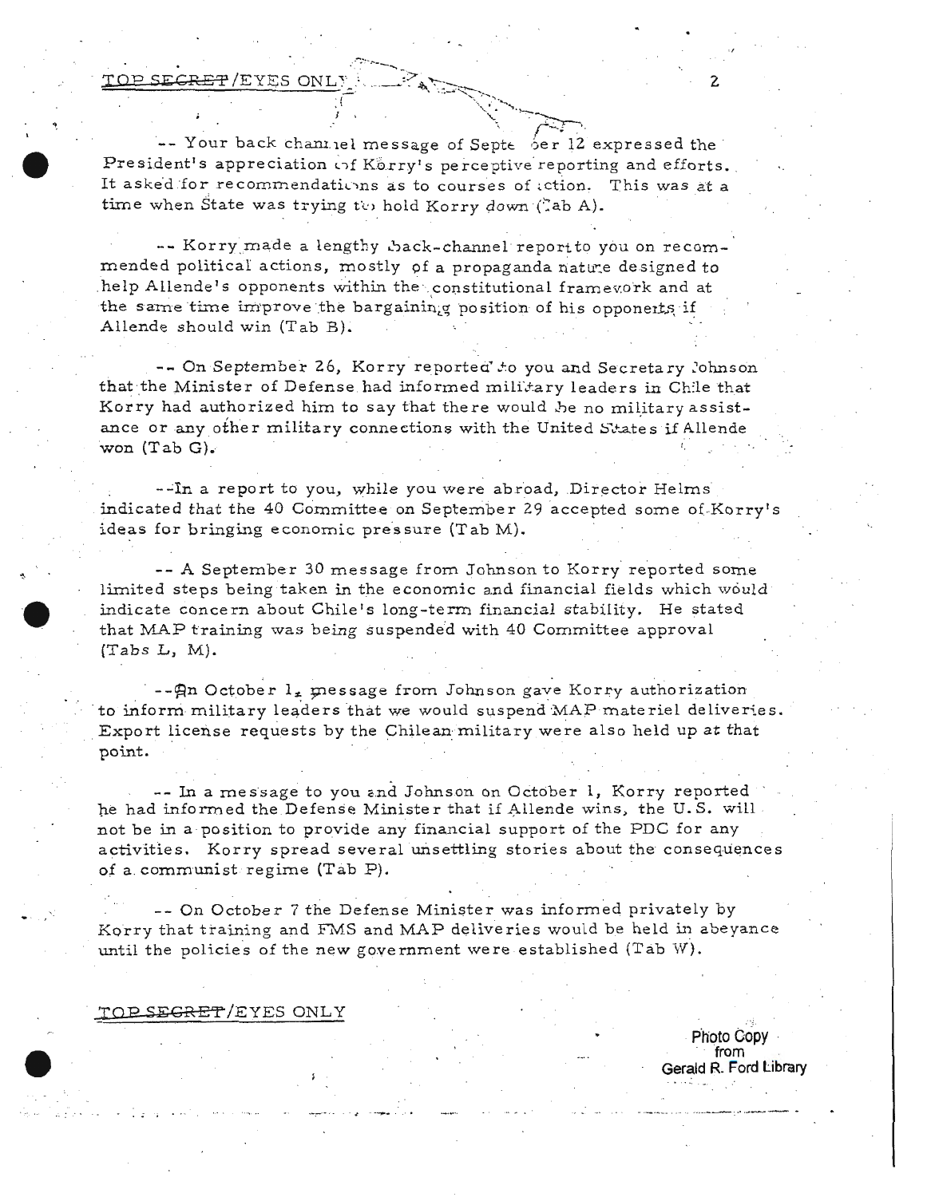TOP SECRET/EYES ONLY

-- Your back channel message of September 12 expressed the President's appreciation of Korry's perceptive reporting and efforts. It asked for recommendations as to courses of action. This was at a time when State was trying to hold Korry down (Tab A).

-- Korry made a lengthy back-channel report to you on recommended political actions, mostly of a propaganda nature designed to help Allende's opponents within the constitutional framework and at the same time improve the bargaining position of his opponents if Allende should win (Tab B).

-- On September 26, Korry reported to you and Secretary Johnson that the Minister of Defense had informed military leaders in Chile that Korry had authorized him to say that there would be no military assistance or any other military connections with the United States if Allende won (Tab G).

--In a report to you, while you were abroad, Director Helms indicated that the 40 Committee on September 29 accepted some of Korry's ideas for bringing economic pressure (Tab M).

-- A September 30 message from Johnson to Korry reported some limited steps being taken in the economic and financial fields which would indicate concern about Chile's long-term financial stability. He stated that MAP training was being suspended with 40 Committee approval (Tabs L, M).

--On October 1, message from Johnson gave Korry authorization to inform military leaders that we would suspend MAP materiel deliveries. Export license requests by the Chilean military were also held up at that point.

-- In a message to you and Johnson on October 1, Korry reported he had informed the Defense Minister that if Allende wins, the U.S. will not be in a position to provide any financial support of the PDC for any activities. Korry spread several unsettling stories about the consequences of a communist regime (Tab P).

-- On October 7 the Defense Minister was informed privately by Korry that training and FMS and MAP deliveries would be held in abeyance until the policies of the new government were established (Tab W).

TOP SECRET/EYES ONLY

Photo Copy from Gerald R. Ford Library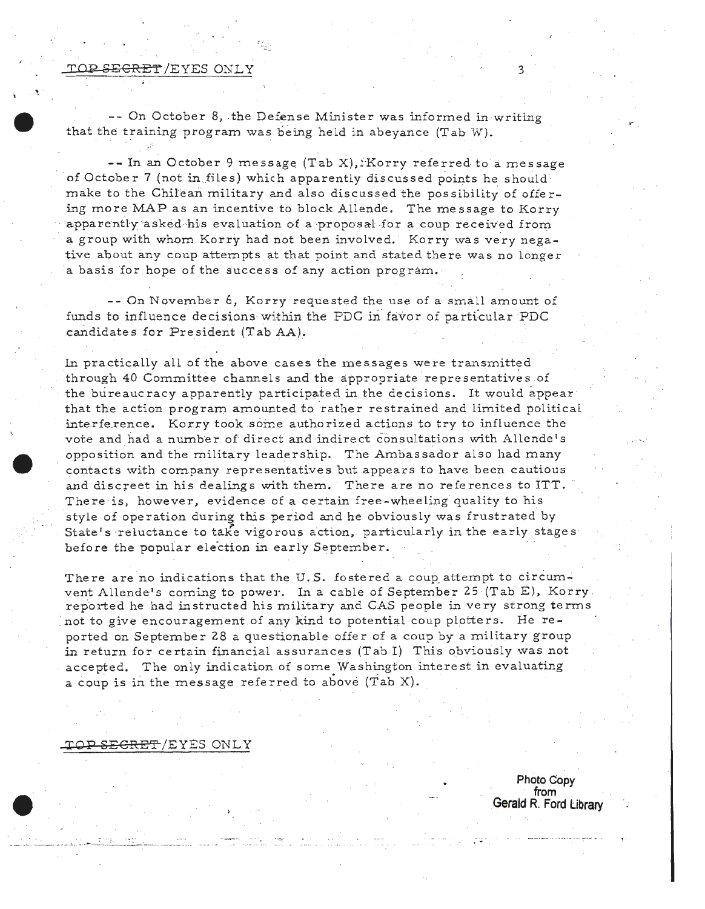TOP SECRET/EYES ONLY

-- On October 8, the Defense Minister was informed in writing that the training program was being held in abeyance (Tab W).

-- In an October 9 message (Tab X), Korry referred to a message of October 7 (not in files) which apparently discussed points he should make to the Chilean military and also discussed the possibility of offering more MAP as an incentive to block Allende. The message to Korry apparently asked his evaluation of a proposal for a coup received from a group with whom Korry had not been involved. Korry was very negative about any coup attempts at that point and stated there was no longer a basis for hope of the success of any action program.

-- On November 6, Korry requested the use of a small amount of funds to influence decisions within the PDC in favor of particular PDC candidates for President (Tab AA).

In practically all of the above cases the messages were transmitted through 40 Committee channels and the appropriate representatives of the bureaucracy apparently participated in the decisions. It would appear that the action program amounted to rather restrained and limited political interference. Korry took some authorized actions to try to influence the vote and had a number of direct and indirect consultations with Allende's opposition and the military leadership. The Ambassador also had many contacts with company representatives but appears to have been cautious and discreet in his dealings with them. There are no references to ITT. There is, however, evidence of a certain free-wheeling quality to his style of operation during this period and he obviously was frustrated by State's reluctance to take vigorous action, particularly in the early stages before the popular election in early September.

There are no indications that the U.S. fostered a coup attempt to circumvent Allende's coming to power. In a cable of September 25 (Tab E), Korry reported he had instructed his military and CAS people in very strong terms not to give encouragement of any kind to potential coup plotters. He reported on September 28 a questionable offer of a coup by a military group in return for certain financial assurances (Tab I) This obviously was not accepted. The only indication of some Washington interest in evaluating a coup is in the message referred to above (Tab X).

TOP SECRET/EYES ONLY

Photo Copy from Gerald R. Ford Library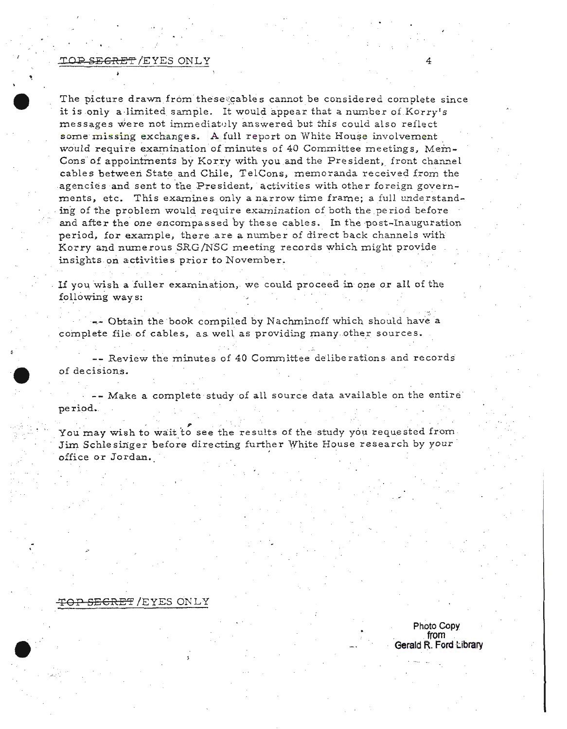The picture drawn from these cables cannot be considered complete since it is only a limited sample. It would appear that a number of Korry's messages were not immediately answered but this could also reflect some missing exchanges. A full report on White House involvement would require examination of minutes of 40 Committee meetings, Mem-Cons of appointments by Korry with you and the President, front channel cables between State and Chile, TelCons, memoranda received from the agencies and sent to the President, activities with other foreign governments, etc. This examines only a narrow time frame; a full understanding of the problem would require examination of both the period before and after the one encompassed by these cables. In the post-Inauguration period, for example, there are a number of direct back channels with Korry and numerous SRG/NSC meeting records which might provide insights on activities prior to November.

If you wish a fuller examination, we could proceed in one or all of the following ways:

-- Obtain the book compiled by Nachminoff which should have a complete file of cables, as well as providing many other sources.

-- Review the minutes of 40 Committee deliberations and records of decisions.

-- Make a complete study of all source data available on the entire period.

You may wish to wait to see the results of the study you requested from Jim Schlesinger before directing further White House research by your office or Jordan.

~~TOP SECRET~~/EYES ONLY

Photo Copy from Gerald R. Ford Library